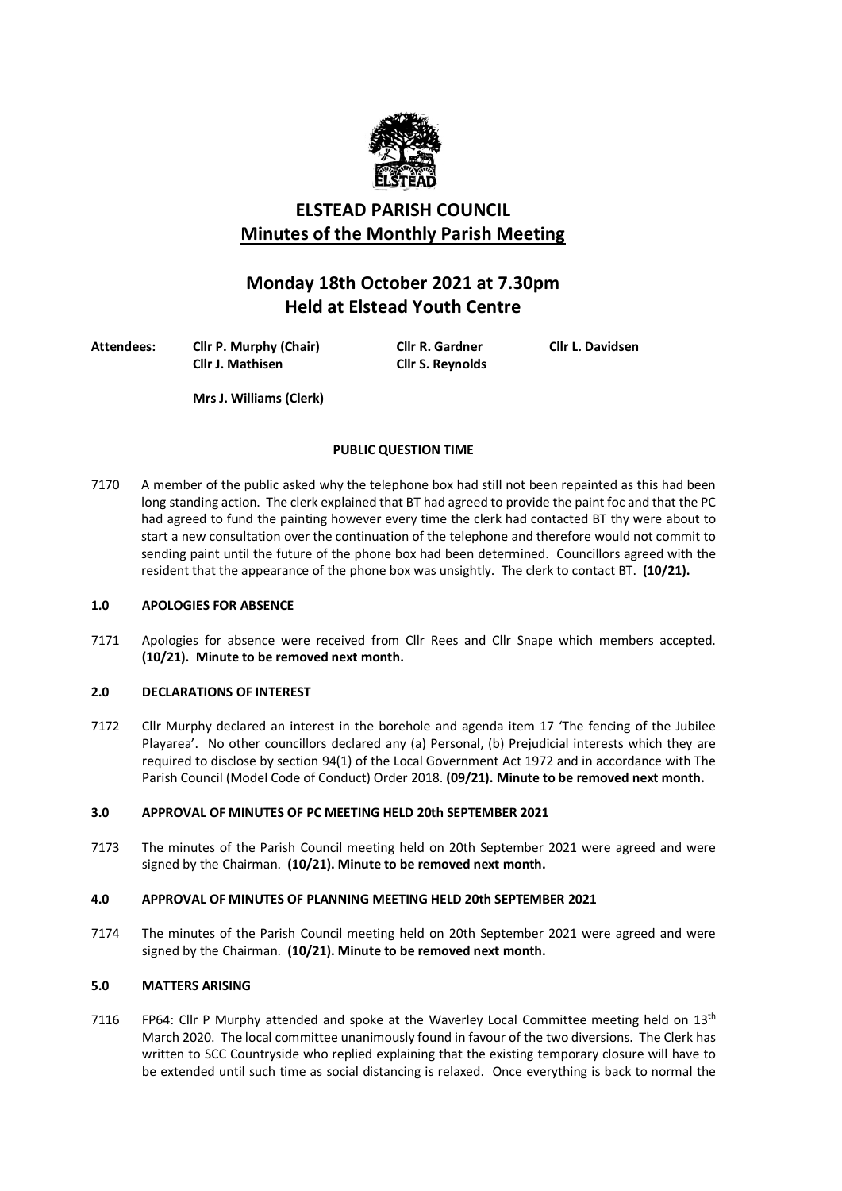# ELSTEAD PARISH COUNCIL

## Minutes of the Monthly Parish Meeting

## Monday 18th October 2021 at 7.30pm
## Held at Elstead Youth Centre

**Attendees:** **Cllr P. Murphy (Chair)** **Cllr R. Gardner** **Cllr L. Davidsen** **Cllr J. Mathisen** **Cllr S. Reynolds**

**Mrs J. Williams (Clerk)**

**PUBLIC QUESTION TIME**

7170 A member of the public asked why the telephone box had still not been repainted as this had been long standing action. The clerk explained that BT had agreed to provide the paint foc and that the PC had agreed to fund the painting however every time the clerk had contacted BT thy were about to start a new consultation over the continuation of the telephone and therefore would not commit to sending paint until the future of the phone box had been determined. Councillors agreed with the resident that the appearance of the phone box was unsightly. The clerk to contact BT. **(10/21).**

**1.0 APOLOGIES FOR ABSENCE**

7171 Apologies for absence were received from Cllr Rees and Cllr Snape which members accepted. **(10/21). Minute to be removed next month.**

**2.0 DECLARATIONS OF INTEREST**

7172 Cllr Murphy declared an interest in the borehole and agenda item 17 'The fencing of the Jubilee Playarea'. No other councillors declared any (a) Personal, (b) Prejudicial interests which they are required to disclose by section 94(1) of the Local Government Act 1972 and in accordance with The Parish Council (Model Code of Conduct) Order 2018. **(09/21). Minute to be removed next month.**

**3.0 APPROVAL OF MINUTES OF PC MEETING HELD 20th SEPTEMBER 2021**

7173 The minutes of the Parish Council meeting held on 20th September 2021 were agreed and were signed by the Chairman. **(10/21). Minute to be removed next month.**

**4.0 APPROVAL OF MINUTES OF PLANNING MEETING HELD 20th SEPTEMBER 2021**

7174 The minutes of the Parish Council meeting held on 20th September 2021 were agreed and were signed by the Chairman. **(10/21). Minute to be removed next month.**

**5.0 MATTERS ARISING**

7116 FP64: Cllr P Murphy attended and spoke at the Waverley Local Committee meeting held on 13th March 2020. The local committee unanimously found in favour of the two diversions. The Clerk has written to SCC Countryside who replied explaining that the existing temporary closure will have to be extended until such time as social distancing is relaxed. Once everything is back to normal the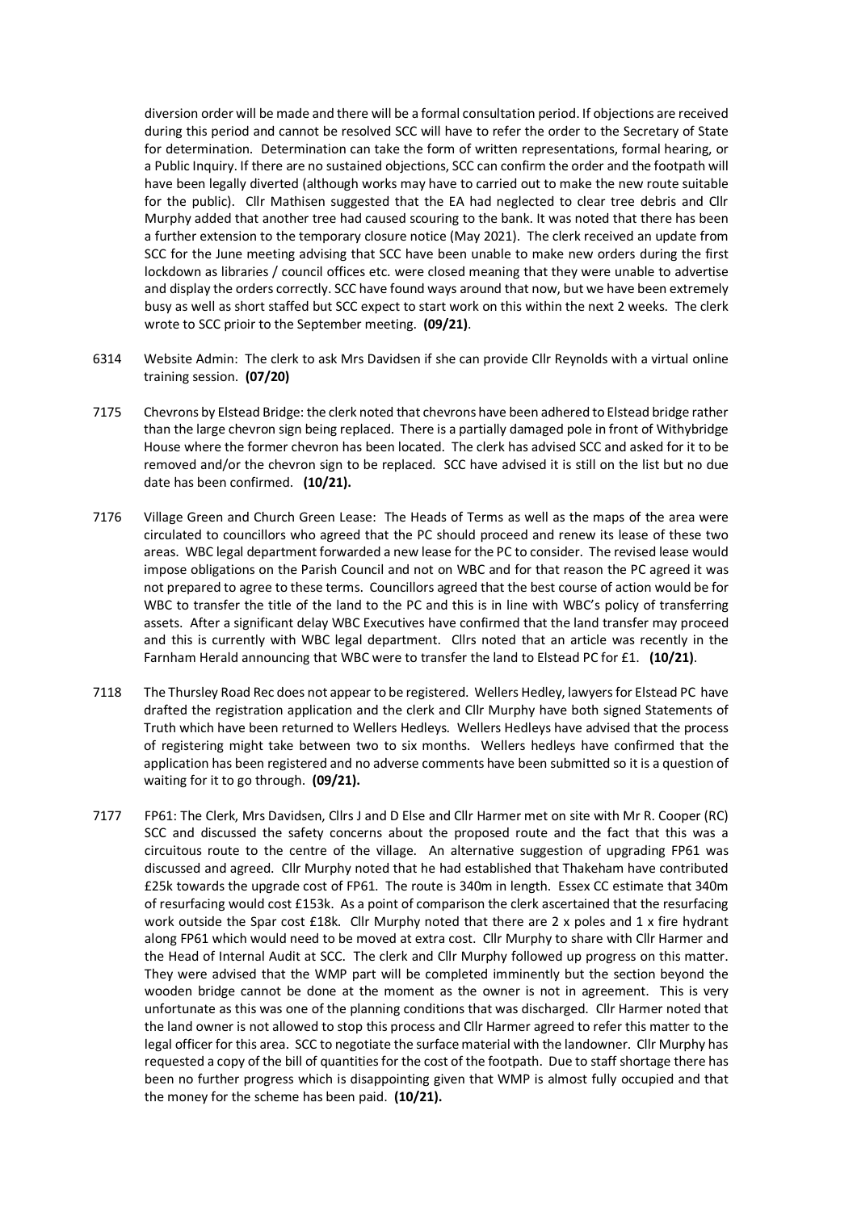diversion order will be made and there will be a formal consultation period. If objections are received during this period and cannot be resolved SCC will have to refer the order to the Secretary of State for determination. Determination can take the form of written representations, formal hearing, or a Public Inquiry. If there are no sustained objections, SCC can confirm the order and the footpath will have been legally diverted (although works may have to carried out to make the new route suitable for the public). Cllr Mathisen suggested that the EA had neglected to clear tree debris and Cllr Murphy added that another tree had caused scouring to the bank. It was noted that there has been a further extension to the temporary closure notice (May 2021). The clerk received an update from SCC for the June meeting advising that SCC have been unable to make new orders during the first lockdown as libraries / council offices etc. were closed meaning that they were unable to advertise and display the orders correctly. SCC have found ways around that now, but we have been extremely busy as well as short staffed but SCC expect to start work on this within the next 2 weeks. The clerk wrote to SCC prioir to the September meeting. **(09/21)**.

6314 Website Admin: The clerk to ask Mrs Davidsen if she can provide Cllr Reynolds with a virtual online training session. **(07/20)**

7175 Chevrons by Elstead Bridge: the clerk noted that chevrons have been adhered to Elstead bridge rather than the large chevron sign being replaced. There is a partially damaged pole in front of Withybridge House where the former chevron has been located. The clerk has advised SCC and asked for it to be removed and/or the chevron sign to be replaced. SCC have advised it is still on the list but no due date has been confirmed. **(10/21).**

7176 Village Green and Church Green Lease: The Heads of Terms as well as the maps of the area were circulated to councillors who agreed that the PC should proceed and renew its lease of these two areas. WBC legal department forwarded a new lease for the PC to consider. The revised lease would impose obligations on the Parish Council and not on WBC and for that reason the PC agreed it was not prepared to agree to these terms. Councillors agreed that the best course of action would be for WBC to transfer the title of the land to the PC and this is in line with WBC's policy of transferring assets. After a significant delay WBC Executives have confirmed that the land transfer may proceed and this is currently with WBC legal department. Cllrs noted that an article was recently in the Farnham Herald announcing that WBC were to transfer the land to Elstead PC for £1. **(10/21)**.

7118 The Thursley Road Rec does not appear to be registered. Wellers Hedley, lawyers for Elstead PC have drafted the registration application and the clerk and Cllr Murphy have both signed Statements of Truth which have been returned to Wellers Hedleys. Wellers Hedleys have advised that the process of registering might take between two to six months. Wellers hedleys have confirmed that the application has been registered and no adverse comments have been submitted so it is a question of waiting for it to go through. **(09/21).**

7177 FP61: The Clerk, Mrs Davidsen, Cllrs J and D Else and Cllr Harmer met on site with Mr R. Cooper (RC) SCC and discussed the safety concerns about the proposed route and the fact that this was a circuitous route to the centre of the village. An alternative suggestion of upgrading FP61 was discussed and agreed. Cllr Murphy noted that he had established that Thakeham have contributed £25k towards the upgrade cost of FP61. The route is 340m in length. Essex CC estimate that 340m of resurfacing would cost £153k. As a point of comparison the clerk ascertained that the resurfacing work outside the Spar cost £18k. Cllr Murphy noted that there are 2 x poles and 1 x fire hydrant along FP61 which would need to be moved at extra cost. Cllr Murphy to share with Cllr Harmer and the Head of Internal Audit at SCC. The clerk and Cllr Murphy followed up progress on this matter. They were advised that the WMP part will be completed imminently but the section beyond the wooden bridge cannot be done at the moment as the owner is not in agreement. This is very unfortunate as this was one of the planning conditions that was discharged. Cllr Harmer noted that the land owner is not allowed to stop this process and Cllr Harmer agreed to refer this matter to the legal officer for this area. SCC to negotiate the surface material with the landowner. Cllr Murphy has requested a copy of the bill of quantities for the cost of the footpath. Due to staff shortage there has been no further progress which is disappointing given that WMP is almost fully occupied and that the money for the scheme has been paid. **(10/21).**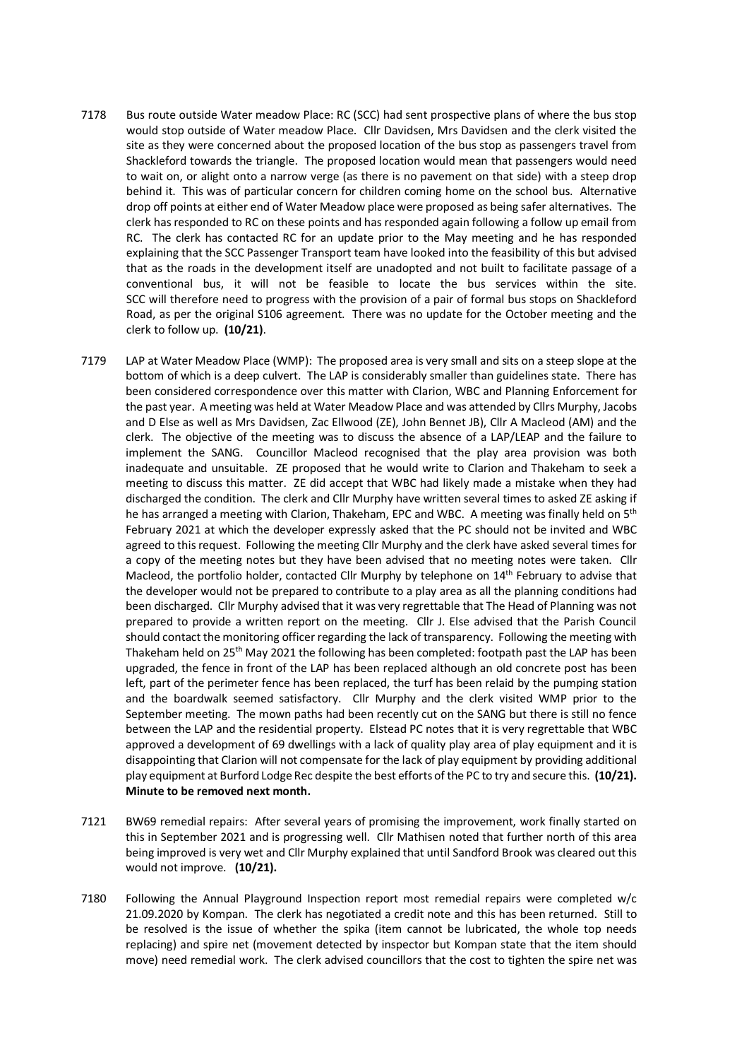7178 Bus route outside Water meadow Place: RC (SCC) had sent prospective plans of where the bus stop would stop outside of Water meadow Place. Cllr Davidsen, Mrs Davidsen and the clerk visited the site as they were concerned about the proposed location of the bus stop as passengers travel from Shackleford towards the triangle. The proposed location would mean that passengers would need to wait on, or alight onto a narrow verge (as there is no pavement on that side) with a steep drop behind it. This was of particular concern for children coming home on the school bus. Alternative drop off points at either end of Water Meadow place were proposed as being safer alternatives. The clerk has responded to RC on these points and has responded again following a follow up email from RC. The clerk has contacted RC for an update prior to the May meeting and he has responded explaining that the SCC Passenger Transport team have looked into the feasibility of this but advised that as the roads in the development itself are unadopted and not built to facilitate passage of a conventional bus, it will not be feasible to locate the bus services within the site. SCC will therefore need to progress with the provision of a pair of formal bus stops on Shackleford Road, as per the original S106 agreement. There was no update for the October meeting and the clerk to follow up. **(10/21)**.

7179 LAP at Water Meadow Place (WMP): The proposed area is very small and sits on a steep slope at the bottom of which is a deep culvert. The LAP is considerably smaller than guidelines state. There has been considered correspondence over this matter with Clarion, WBC and Planning Enforcement for the past year. A meeting was held at Water Meadow Place and was attended by Cllrs Murphy, Jacobs and D Else as well as Mrs Davidsen, Zac Ellwood (ZE), John Bennet JB), Cllr A Macleod (AM) and the clerk. The objective of the meeting was to discuss the absence of a LAP/LEAP and the failure to implement the SANG. Councillor Macleod recognised that the play area provision was both inadequate and unsuitable. ZE proposed that he would write to Clarion and Thakeham to seek a meeting to discuss this matter. ZE did accept that WBC had likely made a mistake when they had discharged the condition. The clerk and Cllr Murphy have written several times to asked ZE asking if he has arranged a meeting with Clarion, Thakeham, EPC and WBC. A meeting was finally held on 5th February 2021 at which the developer expressly asked that the PC should not be invited and WBC agreed to this request. Following the meeting Cllr Murphy and the clerk have asked several times for a copy of the meeting notes but they have been advised that no meeting notes were taken. Cllr Macleod, the portfolio holder, contacted Cllr Murphy by telephone on 14th February to advise that the developer would not be prepared to contribute to a play area as all the planning conditions had been discharged. Cllr Murphy advised that it was very regrettable that The Head of Planning was not prepared to provide a written report on the meeting. Cllr J. Else advised that the Parish Council should contact the monitoring officer regarding the lack of transparency. Following the meeting with Thakeham held on 25th May 2021 the following has been completed: footpath past the LAP has been upgraded, the fence in front of the LAP has been replaced although an old concrete post has been left, part of the perimeter fence has been replaced, the turf has been relaid by the pumping station and the boardwalk seemed satisfactory. Cllr Murphy and the clerk visited WMP prior to the September meeting. The mown paths had been recently cut on the SANG but there is still no fence between the LAP and the residential property. Elstead PC notes that it is very regrettable that WBC approved a development of 69 dwellings with a lack of quality play area of play equipment and it is disappointing that Clarion will not compensate for the lack of play equipment by providing additional play equipment at Burford Lodge Rec despite the best efforts of the PC to try and secure this. **(10/21). Minute to be removed next month.**

7121 BW69 remedial repairs: After several years of promising the improvement, work finally started on this in September 2021 and is progressing well. Cllr Mathisen noted that further north of this area being improved is very wet and Cllr Murphy explained that until Sandford Brook was cleared out this would not improve. **(10/21).**

7180 Following the Annual Playground Inspection report most remedial repairs were completed w/c 21.09.2020 by Kompan. The clerk has negotiated a credit note and this has been returned. Still to be resolved is the issue of whether the spika (item cannot be lubricated, the whole top needs replacing) and spire net (movement detected by inspector but Kompan state that the item should move) need remedial work. The clerk advised councillors that the cost to tighten the spire net was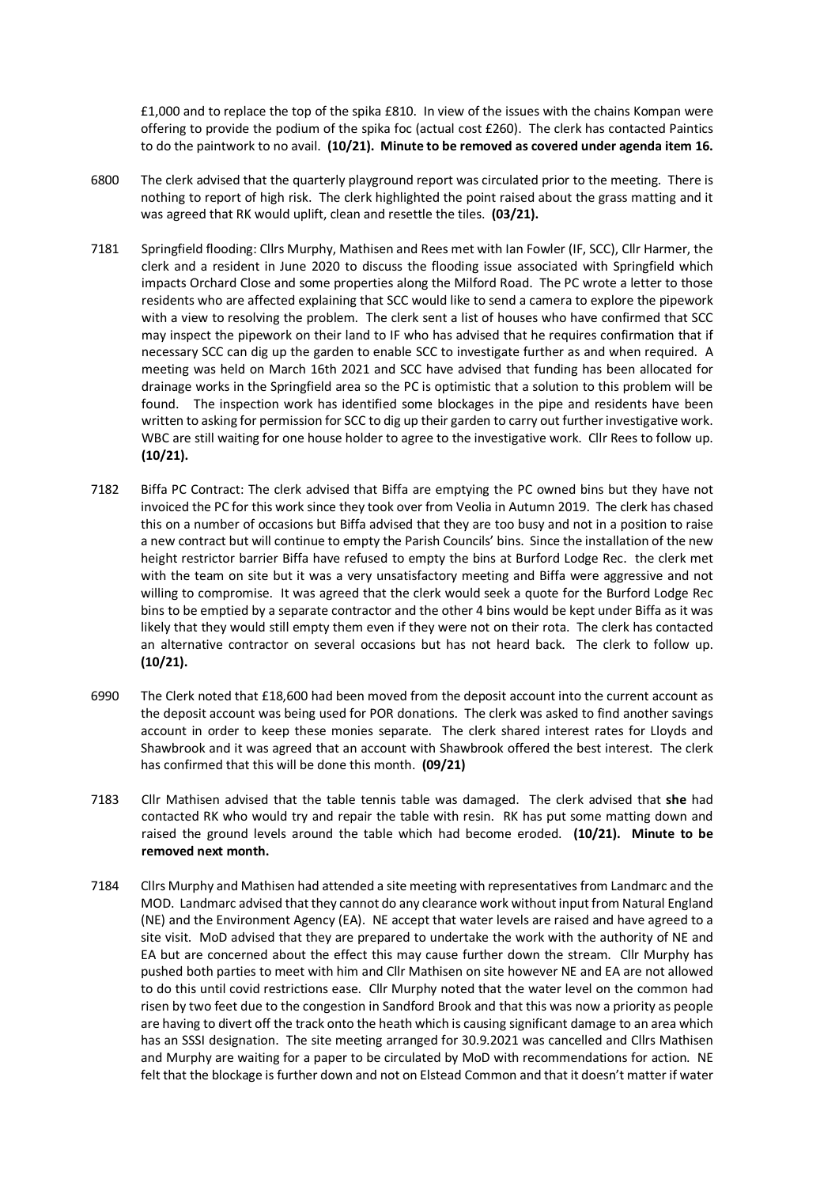£1,000 and to replace the top of the spika £810. In view of the issues with the chains Kompan were offering to provide the podium of the spika foc (actual cost £260). The clerk has contacted Paintics to do the paintwork to no avail. **(10/21). Minute to be removed as covered under agenda item 16.**

6800 The clerk advised that the quarterly playground report was circulated prior to the meeting. There is nothing to report of high risk. The clerk highlighted the point raised about the grass matting and it was agreed that RK would uplift, clean and resettle the tiles. **(03/21).**

7181 Springfield flooding: Cllrs Murphy, Mathisen and Rees met with Ian Fowler (IF, SCC), Cllr Harmer, the clerk and a resident in June 2020 to discuss the flooding issue associated with Springfield which impacts Orchard Close and some properties along the Milford Road. The PC wrote a letter to those residents who are affected explaining that SCC would like to send a camera to explore the pipework with a view to resolving the problem. The clerk sent a list of houses who have confirmed that SCC may inspect the pipework on their land to IF who has advised that he requires confirmation that if necessary SCC can dig up the garden to enable SCC to investigate further as and when required. A meeting was held on March 16th 2021 and SCC have advised that funding has been allocated for drainage works in the Springfield area so the PC is optimistic that a solution to this problem will be found. The inspection work has identified some blockages in the pipe and residents have been written to asking for permission for SCC to dig up their garden to carry out further investigative work. WBC are still waiting for one house holder to agree to the investigative work. Cllr Rees to follow up. **(10/21).**

7182 Biffa PC Contract: The clerk advised that Biffa are emptying the PC owned bins but they have not invoiced the PC for this work since they took over from Veolia in Autumn 2019. The clerk has chased this on a number of occasions but Biffa advised that they are too busy and not in a position to raise a new contract but will continue to empty the Parish Councils' bins. Since the installation of the new height restrictor barrier Biffa have refused to empty the bins at Burford Lodge Rec. the clerk met with the team on site but it was a very unsatisfactory meeting and Biffa were aggressive and not willing to compromise. It was agreed that the clerk would seek a quote for the Burford Lodge Rec bins to be emptied by a separate contractor and the other 4 bins would be kept under Biffa as it was likely that they would still empty them even if they were not on their rota. The clerk has contacted an alternative contractor on several occasions but has not heard back. The clerk to follow up. **(10/21).**

6990 The Clerk noted that £18,600 had been moved from the deposit account into the current account as the deposit account was being used for POR donations. The clerk was asked to find another savings account in order to keep these monies separate. The clerk shared interest rates for Lloyds and Shawbrook and it was agreed that an account with Shawbrook offered the best interest. The clerk has confirmed that this will be done this month. **(09/21)**

7183 Cllr Mathisen advised that the table tennis table was damaged. The clerk advised that **she** had contacted RK who would try and repair the table with resin. RK has put some matting down and raised the ground levels around the table which had become eroded. **(10/21). Minute to be removed next month.**

7184 Cllrs Murphy and Mathisen had attended a site meeting with representatives from Landmarc and the MOD. Landmarc advised that they cannot do any clearance work without input from Natural England (NE) and the Environment Agency (EA). NE accept that water levels are raised and have agreed to a site visit. MoD advised that they are prepared to undertake the work with the authority of NE and EA but are concerned about the effect this may cause further down the stream. Cllr Murphy has pushed both parties to meet with him and Cllr Mathisen on site however NE and EA are not allowed to do this until covid restrictions ease. Cllr Murphy noted that the water level on the common had risen by two feet due to the congestion in Sandford Brook and that this was now a priority as people are having to divert off the track onto the heath which is causing significant damage to an area which has an SSSI designation. The site meeting arranged for 30.9.2021 was cancelled and Cllrs Mathisen and Murphy are waiting for a paper to be circulated by MoD with recommendations for action. NE felt that the blockage is further down and not on Elstead Common and that it doesn't matter if water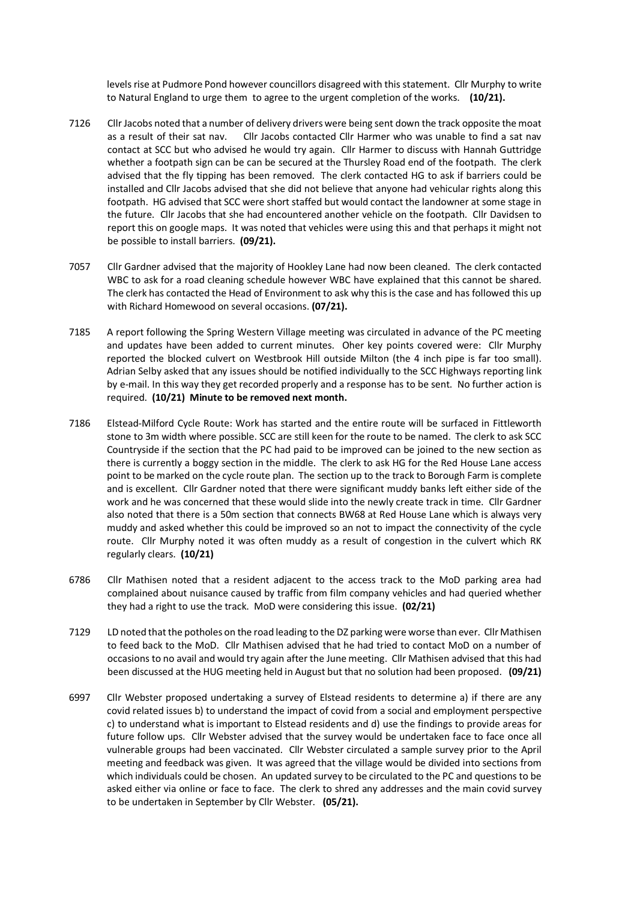levels rise at Pudmore Pond however councillors disagreed with this statement. Cllr Murphy to write to Natural England to urge them to agree to the urgent completion of the works. **(10/21).**

7126 Cllr Jacobs noted that a number of delivery drivers were being sent down the track opposite the moat as a result of their sat nav. Cllr Jacobs contacted Cllr Harmer who was unable to find a sat nav contact at SCC but who advised he would try again. Cllr Harmer to discuss with Hannah Guttridge whether a footpath sign can be can be secured at the Thursley Road end of the footpath. The clerk advised that the fly tipping has been removed. The clerk contacted HG to ask if barriers could be installed and Cllr Jacobs advised that she did not believe that anyone had vehicular rights along this footpath. HG advised that SCC were short staffed but would contact the landowner at some stage in the future. Cllr Jacobs that she had encountered another vehicle on the footpath. Cllr Davidsen to report this on google maps. It was noted that vehicles were using this and that perhaps it might not be possible to install barriers. **(09/21).**

7057 Cllr Gardner advised that the majority of Hookley Lane had now been cleaned. The clerk contacted WBC to ask for a road cleaning schedule however WBC have explained that this cannot be shared. The clerk has contacted the Head of Environment to ask why this is the case and has followed this up with Richard Homewood on several occasions. **(07/21).**

7185 A report following the Spring Western Village meeting was circulated in advance of the PC meeting and updates have been added to current minutes. Oher key points covered were: Cllr Murphy reported the blocked culvert on Westbrook Hill outside Milton (the 4 inch pipe is far too small). Adrian Selby asked that any issues should be notified individually to the SCC Highways reporting link by e-mail. In this way they get recorded properly and a response has to be sent. No further action is required. **(10/21) Minute to be removed next month.**

7186 Elstead-Milford Cycle Route: Work has started and the entire route will be surfaced in Fittleworth stone to 3m width where possible. SCC are still keen for the route to be named. The clerk to ask SCC Countryside if the section that the PC had paid to be improved can be joined to the new section as there is currently a boggy section in the middle. The clerk to ask HG for the Red House Lane access point to be marked on the cycle route plan. The section up to the track to Borough Farm is complete and is excellent. Cllr Gardner noted that there were significant muddy banks left either side of the work and he was concerned that these would slide into the newly create track in time. Cllr Gardner also noted that there is a 50m section that connects BW68 at Red House Lane which is always very muddy and asked whether this could be improved so an not to impact the connectivity of the cycle route. Cllr Murphy noted it was often muddy as a result of congestion in the culvert which RK regularly clears. **(10/21)**

6786 Cllr Mathisen noted that a resident adjacent to the access track to the MoD parking area had complained about nuisance caused by traffic from film company vehicles and had queried whether they had a right to use the track. MoD were considering this issue. **(02/21)**

7129 LD noted that the potholes on the road leading to the DZ parking were worse than ever. Cllr Mathisen to feed back to the MoD. Cllr Mathisen advised that he had tried to contact MoD on a number of occasions to no avail and would try again after the June meeting. Cllr Mathisen advised that this had been discussed at the HUG meeting held in August but that no solution had been proposed. **(09/21)**

6997 Cllr Webster proposed undertaking a survey of Elstead residents to determine a) if there are any covid related issues b) to understand the impact of covid from a social and employment perspective c) to understand what is important to Elstead residents and d) use the findings to provide areas for future follow ups. Cllr Webster advised that the survey would be undertaken face to face once all vulnerable groups had been vaccinated. Cllr Webster circulated a sample survey prior to the April meeting and feedback was given. It was agreed that the village would be divided into sections from which individuals could be chosen. An updated survey to be circulated to the PC and questions to be asked either via online or face to face. The clerk to shred any addresses and the main covid survey to be undertaken in September by Cllr Webster. **(05/21).**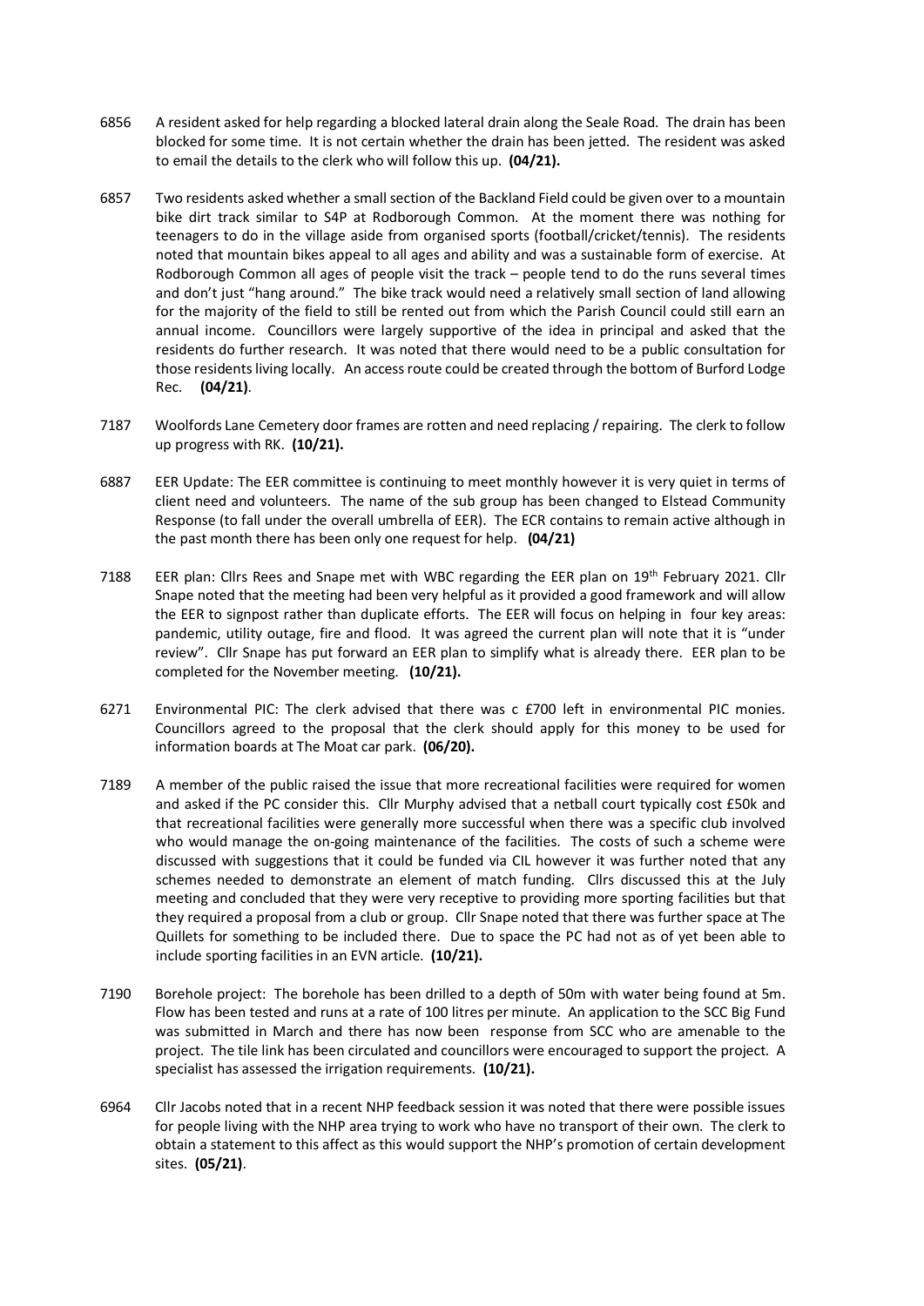6856 A resident asked for help regarding a blocked lateral drain along the Seale Road. The drain has been blocked for some time. It is not certain whether the drain has been jetted. The resident was asked to email the details to the clerk who will follow this up. **(04/21).**

6857 Two residents asked whether a small section of the Backland Field could be given over to a mountain bike dirt track similar to S4P at Rodborough Common. At the moment there was nothing for teenagers to do in the village aside from organised sports (football/cricket/tennis). The residents noted that mountain bikes appeal to all ages and ability and was a sustainable form of exercise. At Rodborough Common all ages of people visit the track – people tend to do the runs several times and don't just "hang around." The bike track would need a relatively small section of land allowing for the majority of the field to still be rented out from which the Parish Council could still earn an annual income. Councillors were largely supportive of the idea in principal and asked that the residents do further research. It was noted that there would need to be a public consultation for those residents living locally. An access route could be created through the bottom of Burford Lodge Rec. **(04/21)**.

7187 Woolfords Lane Cemetery door frames are rotten and need replacing / repairing. The clerk to follow up progress with RK. **(10/21).**

6887 EER Update: The EER committee is continuing to meet monthly however it is very quiet in terms of client need and volunteers. The name of the sub group has been changed to Elstead Community Response (to fall under the overall umbrella of EER). The ECR contains to remain active although in the past month there has been only one request for help. **(04/21)**

7188 EER plan: Cllrs Rees and Snape met with WBC regarding the EER plan on 19th February 2021. Cllr Snape noted that the meeting had been very helpful as it provided a good framework and will allow the EER to signpost rather than duplicate efforts. The EER will focus on helping in four key areas: pandemic, utility outage, fire and flood. It was agreed the current plan will note that it is "under review". Cllr Snape has put forward an EER plan to simplify what is already there. EER plan to be completed for the November meeting. **(10/21).**

6271 Environmental PIC: The clerk advised that there was c £700 left in environmental PIC monies. Councillors agreed to the proposal that the clerk should apply for this money to be used for information boards at The Moat car park. **(06/20).**

7189 A member of the public raised the issue that more recreational facilities were required for women and asked if the PC consider this. Cllr Murphy advised that a netball court typically cost £50k and that recreational facilities were generally more successful when there was a specific club involved who would manage the on-going maintenance of the facilities. The costs of such a scheme were discussed with suggestions that it could be funded via CIL however it was further noted that any schemes needed to demonstrate an element of match funding. Cllrs discussed this at the July meeting and concluded that they were very receptive to providing more sporting facilities but that they required a proposal from a club or group. Cllr Snape noted that there was further space at The Quillets for something to be included there. Due to space the PC had not as of yet been able to include sporting facilities in an EVN article. **(10/21).**

7190 Borehole project: The borehole has been drilled to a depth of 50m with water being found at 5m. Flow has been tested and runs at a rate of 100 litres per minute. An application to the SCC Big Fund was submitted in March and there has now been response from SCC who are amenable to the project. The tile link has been circulated and councillors were encouraged to support the project. A specialist has assessed the irrigation requirements. **(10/21).**

6964 Cllr Jacobs noted that in a recent NHP feedback session it was noted that there were possible issues for people living with the NHP area trying to work who have no transport of their own. The clerk to obtain a statement to this affect as this would support the NHP's promotion of certain development sites. **(05/21)**.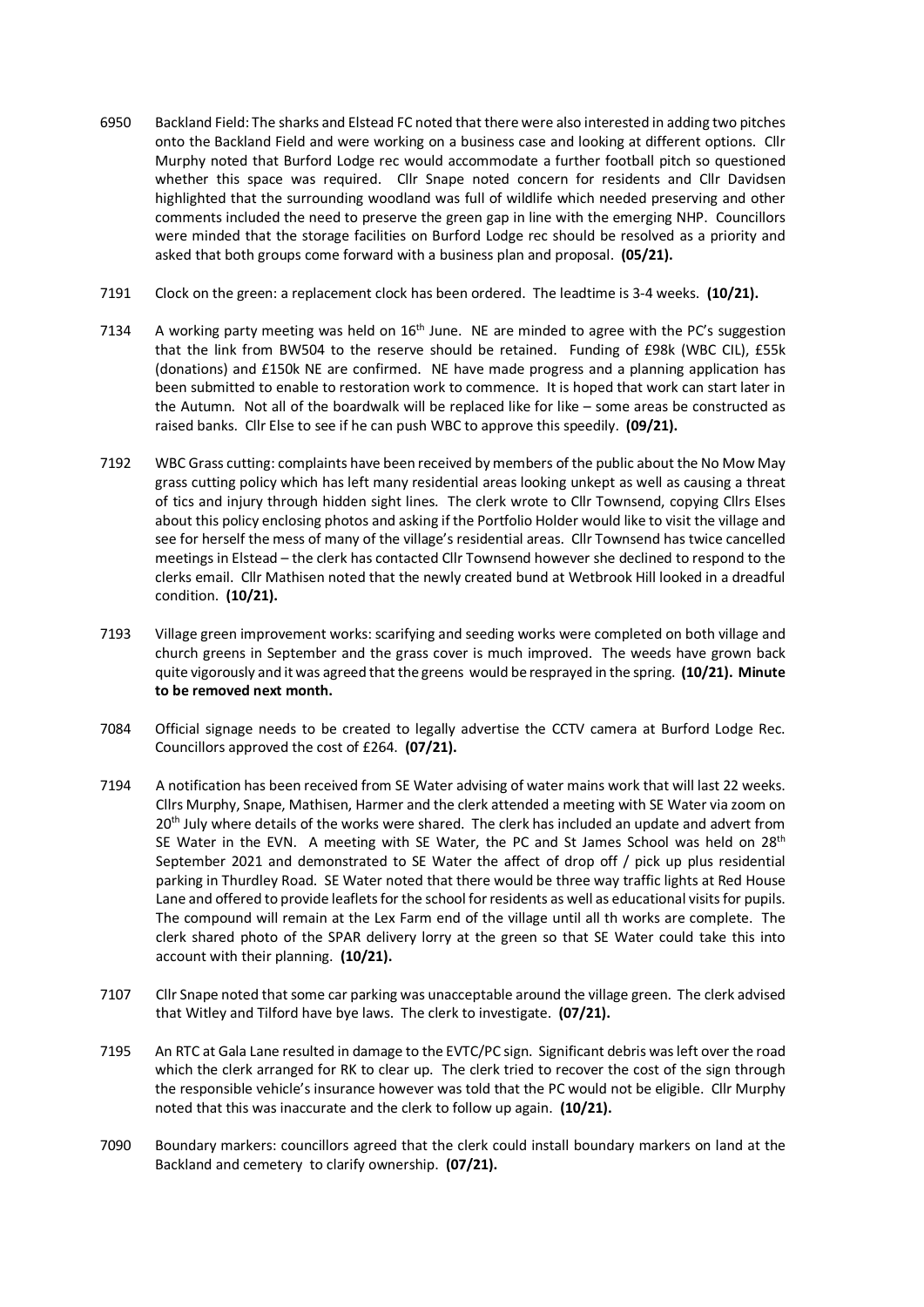6950 Backland Field: The sharks and Elstead FC noted that there were also interested in adding two pitches onto the Backland Field and were working on a business case and looking at different options. Cllr Murphy noted that Burford Lodge rec would accommodate a further football pitch so questioned whether this space was required. Cllr Snape noted concern for residents and Cllr Davidsen highlighted that the surrounding woodland was full of wildlife which needed preserving and other comments included the need to preserve the green gap in line with the emerging NHP. Councillors were minded that the storage facilities on Burford Lodge rec should be resolved as a priority and asked that both groups come forward with a business plan and proposal. **(05/21).**

7191 Clock on the green: a replacement clock has been ordered. The leadtime is 3-4 weeks. **(10/21).**

7134 A working party meeting was held on 16th June. NE are minded to agree with the PC's suggestion that the link from BW504 to the reserve should be retained. Funding of £98k (WBC CIL), £55k (donations) and £150k NE are confirmed. NE have made progress and a planning application has been submitted to enable to restoration work to commence. It is hoped that work can start later in the Autumn. Not all of the boardwalk will be replaced like for like – some areas be constructed as raised banks. Cllr Else to see if he can push WBC to approve this speedily. **(09/21).**

7192 WBC Grass cutting: complaints have been received by members of the public about the No Mow May grass cutting policy which has left many residential areas looking unkept as well as causing a threat of tics and injury through hidden sight lines. The clerk wrote to Cllr Townsend, copying Cllrs Elses about this policy enclosing photos and asking if the Portfolio Holder would like to visit the village and see for herself the mess of many of the village's residential areas. Cllr Townsend has twice cancelled meetings in Elstead – the clerk has contacted Cllr Townsend however she declined to respond to the clerks email. Cllr Mathisen noted that the newly created bund at Wetbrook Hill looked in a dreadful condition. **(10/21).**

7193 Village green improvement works: scarifying and seeding works were completed on both village and church greens in September and the grass cover is much improved. The weeds have grown back quite vigorously and it was agreed that the greens would be resprayed in the spring. **(10/21). Minute to be removed next month.**

7084 Official signage needs to be created to legally advertise the CCTV camera at Burford Lodge Rec. Councillors approved the cost of £264. **(07/21).**

7194 A notification has been received from SE Water advising of water mains work that will last 22 weeks. Cllrs Murphy, Snape, Mathisen, Harmer and the clerk attended a meeting with SE Water via zoom on 20th July where details of the works were shared. The clerk has included an update and advert from SE Water in the EVN. A meeting with SE Water, the PC and St James School was held on 28th September 2021 and demonstrated to SE Water the affect of drop off / pick up plus residential parking in Thurdley Road. SE Water noted that there would be three way traffic lights at Red House Lane and offered to provide leaflets for the school for residents as well as educational visits for pupils. The compound will remain at the Lex Farm end of the village until all th works are complete. The clerk shared photo of the SPAR delivery lorry at the green so that SE Water could take this into account with their planning. **(10/21).**

7107 Cllr Snape noted that some car parking was unacceptable around the village green. The clerk advised that Witley and Tilford have bye laws. The clerk to investigate. **(07/21).**

7195 An RTC at Gala Lane resulted in damage to the EVTC/PC sign. Significant debris was left over the road which the clerk arranged for RK to clear up. The clerk tried to recover the cost of the sign through the responsible vehicle's insurance however was told that the PC would not be eligible. Cllr Murphy noted that this was inaccurate and the clerk to follow up again. **(10/21).**

7090 Boundary markers: councillors agreed that the clerk could install boundary markers on land at the Backland and cemetery to clarify ownership. **(07/21).**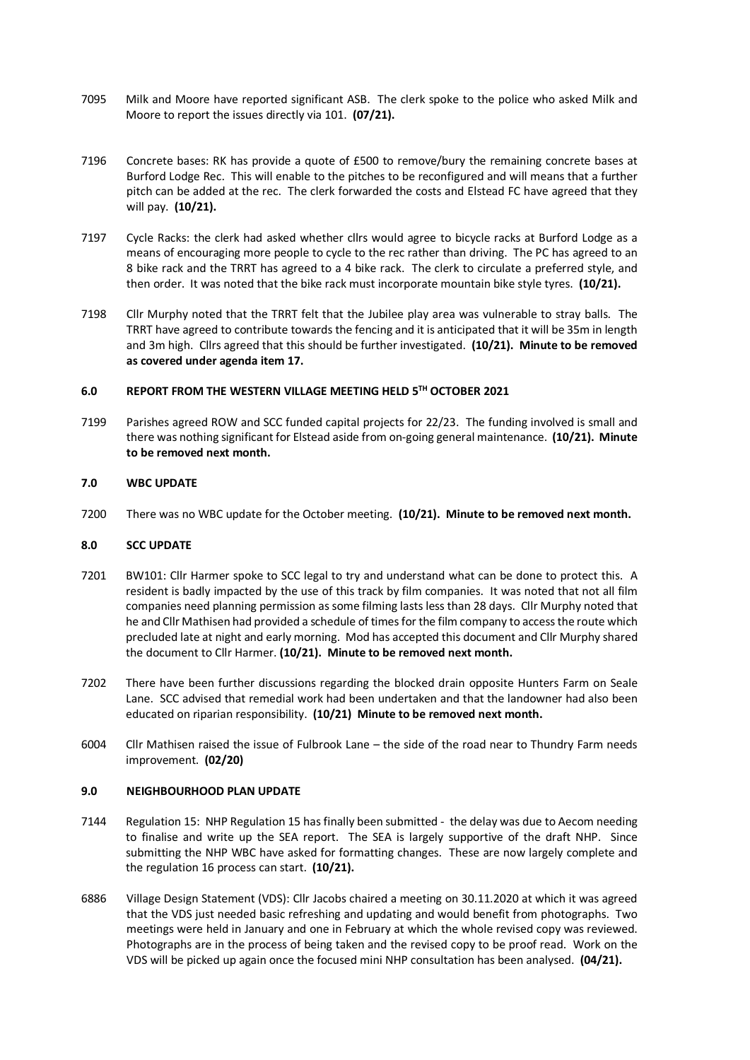7095 Milk and Moore have reported significant ASB. The clerk spoke to the police who asked Milk and Moore to report the issues directly via 101. **(07/21).**

7196 Concrete bases: RK has provide a quote of £500 to remove/bury the remaining concrete bases at Burford Lodge Rec. This will enable to the pitches to be reconfigured and will means that a further pitch can be added at the rec. The clerk forwarded the costs and Elstead FC have agreed that they will pay. **(10/21).**

7197 Cycle Racks: the clerk had asked whether cllrs would agree to bicycle racks at Burford Lodge as a means of encouraging more people to cycle to the rec rather than driving. The PC has agreed to an 8 bike rack and the TRRT has agreed to a 4 bike rack. The clerk to circulate a preferred style, and then order. It was noted that the bike rack must incorporate mountain bike style tyres. **(10/21).**

7198 Cllr Murphy noted that the TRRT felt that the Jubilee play area was vulnerable to stray balls. The TRRT have agreed to contribute towards the fencing and it is anticipated that it will be 35m in length and 3m high. Cllrs agreed that this should be further investigated. **(10/21). Minute to be removed as covered under agenda item 17.**

## 6.0 REPORT FROM THE WESTERN VILLAGE MEETING HELD 5TH OCTOBER 2021

7199 Parishes agreed ROW and SCC funded capital projects for 22/23. The funding involved is small and there was nothing significant for Elstead aside from on-going general maintenance. **(10/21). Minute to be removed next month.**

## 7.0 WBC UPDATE

7200 There was no WBC update for the October meeting. **(10/21). Minute to be removed next month.**

## 8.0 SCC UPDATE

7201 BW101: Cllr Harmer spoke to SCC legal to try and understand what can be done to protect this. A resident is badly impacted by the use of this track by film companies. It was noted that not all film companies need planning permission as some filming lasts less than 28 days. Cllr Murphy noted that he and Cllr Mathisen had provided a schedule of times for the film company to access the route which precluded late at night and early morning. Mod has accepted this document and Cllr Murphy shared the document to Cllr Harmer. **(10/21). Minute to be removed next month.**

7202 There have been further discussions regarding the blocked drain opposite Hunters Farm on Seale Lane. SCC advised that remedial work had been undertaken and that the landowner had also been educated on riparian responsibility. **(10/21) Minute to be removed next month.**

6004 Cllr Mathisen raised the issue of Fulbrook Lane – the side of the road near to Thundry Farm needs improvement. **(02/20)**

## 9.0 NEIGHBOURHOOD PLAN UPDATE

7144 Regulation 15: NHP Regulation 15 has finally been submitted - the delay was due to Aecom needing to finalise and write up the SEA report. The SEA is largely supportive of the draft NHP. Since submitting the NHP WBC have asked for formatting changes. These are now largely complete and the regulation 16 process can start. **(10/21).**

6886 Village Design Statement (VDS): Cllr Jacobs chaired a meeting on 30.11.2020 at which it was agreed that the VDS just needed basic refreshing and updating and would benefit from photographs. Two meetings were held in January and one in February at which the whole revised copy was reviewed. Photographs are in the process of being taken and the revised copy to be proof read. Work on the VDS will be picked up again once the focused mini NHP consultation has been analysed. **(04/21).**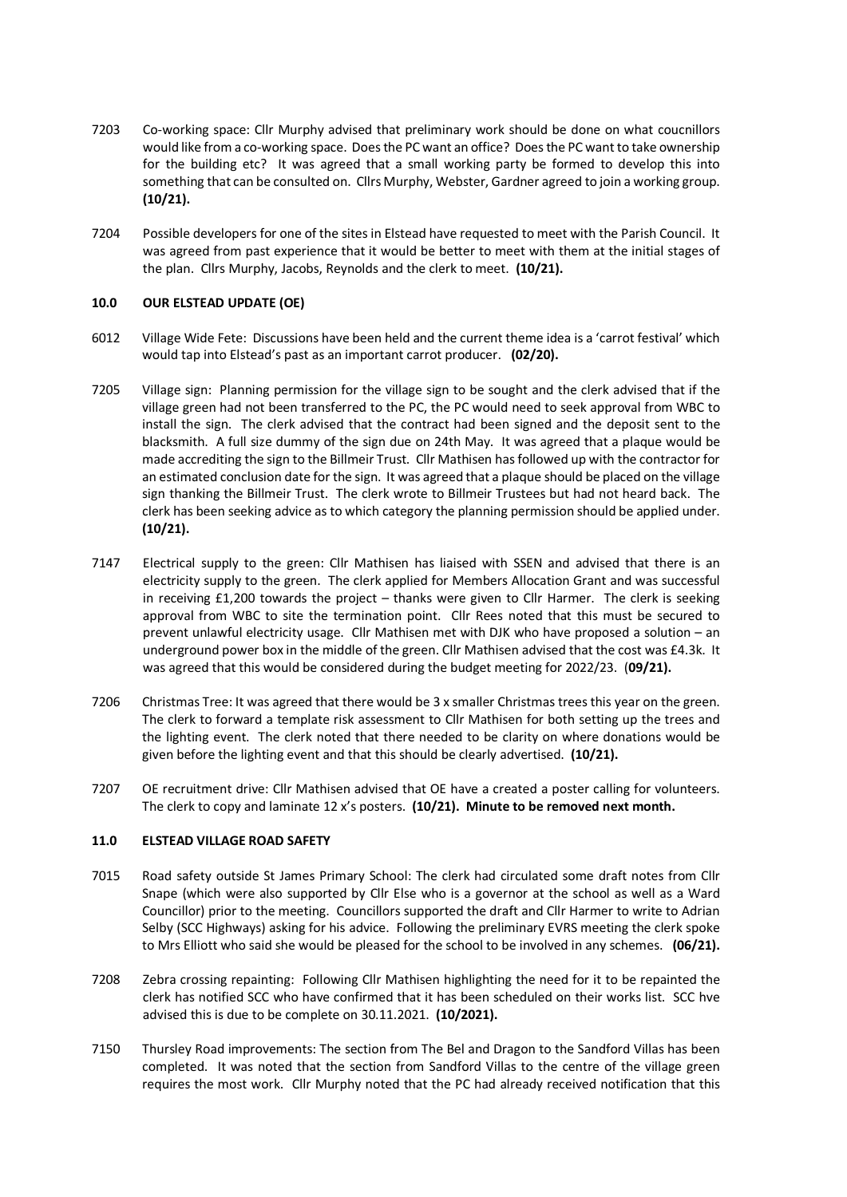7203 Co-working space: Cllr Murphy advised that preliminary work should be done on what coucnillors would like from a co-working space. Does the PC want an office? Does the PC want to take ownership for the building etc? It was agreed that a small working party be formed to develop this into something that can be consulted on. Cllrs Murphy, Webster, Gardner agreed to join a working group. **(10/21).**

7204 Possible developers for one of the sites in Elstead have requested to meet with the Parish Council. It was agreed from past experience that it would be better to meet with them at the initial stages of the plan. Cllrs Murphy, Jacobs, Reynolds and the clerk to meet. **(10/21).**

## 10.0 OUR ELSTEAD UPDATE (OE)

6012 Village Wide Fete: Discussions have been held and the current theme idea is a 'carrot festival' which would tap into Elstead's past as an important carrot producer. **(02/20).**

7205 Village sign: Planning permission for the village sign to be sought and the clerk advised that if the village green had not been transferred to the PC, the PC would need to seek approval from WBC to install the sign. The clerk advised that the contract had been signed and the deposit sent to the blacksmith. A full size dummy of the sign due on 24th May. It was agreed that a plaque would be made accrediting the sign to the Billmeir Trust. Cllr Mathisen has followed up with the contractor for an estimated conclusion date for the sign. It was agreed that a plaque should be placed on the village sign thanking the Billmeir Trust. The clerk wrote to Billmeir Trustees but had not heard back. The clerk has been seeking advice as to which category the planning permission should be applied under. **(10/21).**

7147 Electrical supply to the green: Cllr Mathisen has liaised with SSEN and advised that there is an electricity supply to the green. The clerk applied for Members Allocation Grant and was successful in receiving £1,200 towards the project – thanks were given to Cllr Harmer. The clerk is seeking approval from WBC to site the termination point. Cllr Rees noted that this must be secured to prevent unlawful electricity usage. Cllr Mathisen met with DJK who have proposed a solution – an underground power box in the middle of the green. Cllr Mathisen advised that the cost was £4.3k. It was agreed that this would be considered during the budget meeting for 2022/23. (**09/21).**

7206 Christmas Tree: It was agreed that there would be 3 x smaller Christmas trees this year on the green. The clerk to forward a template risk assessment to Cllr Mathisen for both setting up the trees and the lighting event. The clerk noted that there needed to be clarity on where donations would be given before the lighting event and that this should be clearly advertised. **(10/21).**

7207 OE recruitment drive: Cllr Mathisen advised that OE have a created a poster calling for volunteers. The clerk to copy and laminate 12 x's posters. **(10/21). Minute to be removed next month.**

## 11.0 ELSTEAD VILLAGE ROAD SAFETY

7015 Road safety outside St James Primary School: The clerk had circulated some draft notes from Cllr Snape (which were also supported by Cllr Else who is a governor at the school as well as a Ward Councillor) prior to the meeting. Councillors supported the draft and Cllr Harmer to write to Adrian Selby (SCC Highways) asking for his advice. Following the preliminary EVRS meeting the clerk spoke to Mrs Elliott who said she would be pleased for the school to be involved in any schemes. **(06/21).**

7208 Zebra crossing repainting: Following Cllr Mathisen highlighting the need for it to be repainted the clerk has notified SCC who have confirmed that it has been scheduled on their works list. SCC hve advised this is due to be complete on 30.11.2021. **(10/2021).**

7150 Thursley Road improvements: The section from The Bel and Dragon to the Sandford Villas has been completed. It was noted that the section from Sandford Villas to the centre of the village green requires the most work. Cllr Murphy noted that the PC had already received notification that this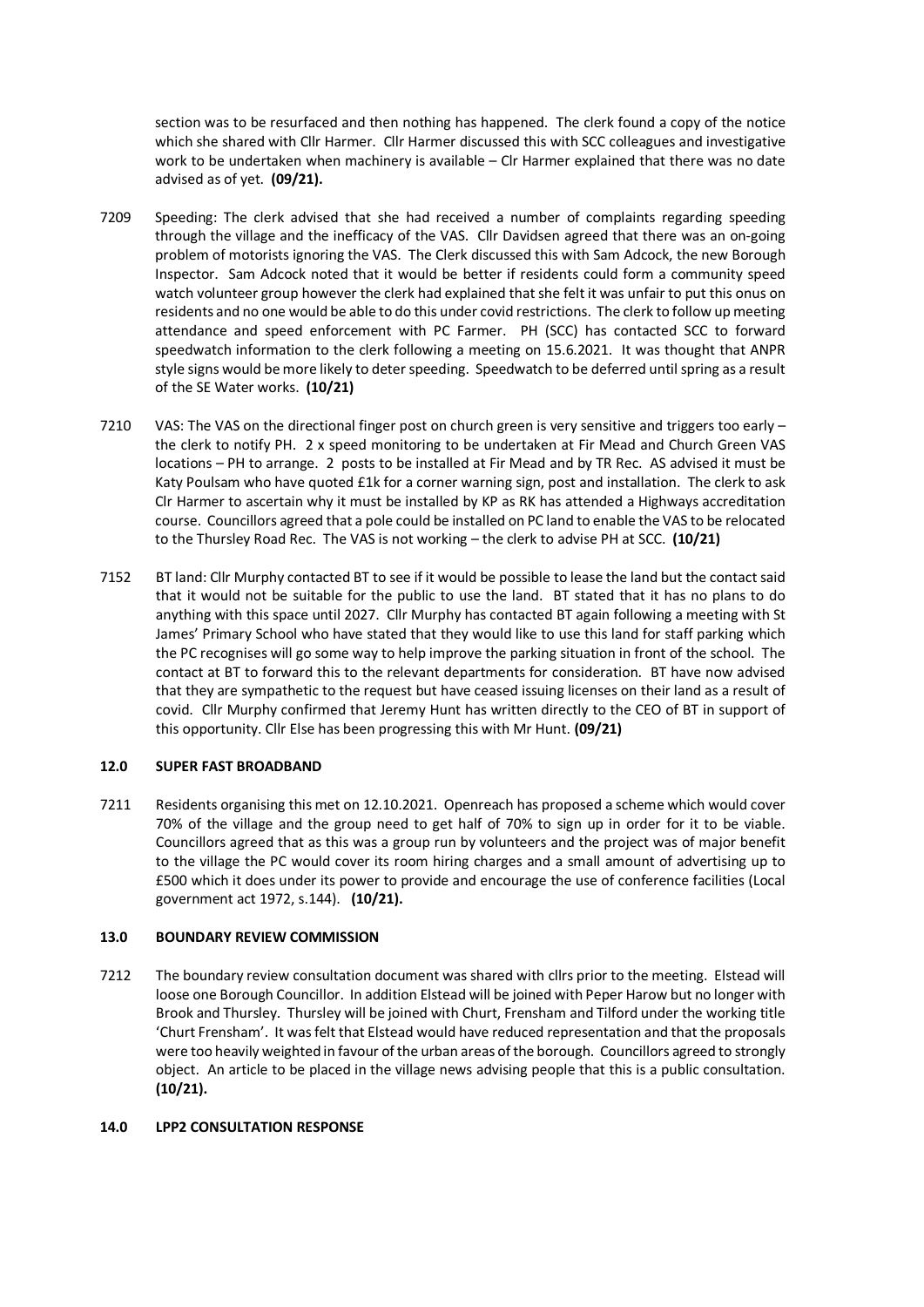section was to be resurfaced and then nothing has happened. The clerk found a copy of the notice which she shared with Cllr Harmer. Cllr Harmer discussed this with SCC colleagues and investigative work to be undertaken when machinery is available – Clr Harmer explained that there was no date advised as of yet. **(09/21).**

7209 Speeding: The clerk advised that she had received a number of complaints regarding speeding through the village and the inefficacy of the VAS. Cllr Davidsen agreed that there was an on-going problem of motorists ignoring the VAS. The Clerk discussed this with Sam Adcock, the new Borough Inspector. Sam Adcock noted that it would be better if residents could form a community speed watch volunteer group however the clerk had explained that she felt it was unfair to put this onus on residents and no one would be able to do this under covid restrictions. The clerk to follow up meeting attendance and speed enforcement with PC Farmer. PH (SCC) has contacted SCC to forward speedwatch information to the clerk following a meeting on 15.6.2021. It was thought that ANPR style signs would be more likely to deter speeding. Speedwatch to be deferred until spring as a result of the SE Water works. **(10/21)**

7210 VAS: The VAS on the directional finger post on church green is very sensitive and triggers too early – the clerk to notify PH. 2 x speed monitoring to be undertaken at Fir Mead and Church Green VAS locations – PH to arrange. 2 posts to be installed at Fir Mead and by TR Rec. AS advised it must be Katy Poulsam who have quoted £1k for a corner warning sign, post and installation. The clerk to ask Clr Harmer to ascertain why it must be installed by KP as RK has attended a Highways accreditation course. Councillors agreed that a pole could be installed on PC land to enable the VAS to be relocated to the Thursley Road Rec. The VAS is not working – the clerk to advise PH at SCC. **(10/21)**

7152 BT land: Cllr Murphy contacted BT to see if it would be possible to lease the land but the contact said that it would not be suitable for the public to use the land. BT stated that it has no plans to do anything with this space until 2027. Cllr Murphy has contacted BT again following a meeting with St James' Primary School who have stated that they would like to use this land for staff parking which the PC recognises will go some way to help improve the parking situation in front of the school. The contact at BT to forward this to the relevant departments for consideration. BT have now advised that they are sympathetic to the request but have ceased issuing licenses on their land as a result of covid. Cllr Murphy confirmed that Jeremy Hunt has written directly to the CEO of BT in support of this opportunity. Cllr Else has been progressing this with Mr Hunt. **(09/21)**

## 12.0 SUPER FAST BROADBAND

7211 Residents organising this met on 12.10.2021. Openreach has proposed a scheme which would cover 70% of the village and the group need to get half of 70% to sign up in order for it to be viable. Councillors agreed that as this was a group run by volunteers and the project was of major benefit to the village the PC would cover its room hiring charges and a small amount of advertising up to £500 which it does under its power to provide and encourage the use of conference facilities (Local government act 1972, s.144). **(10/21).**

## 13.0 BOUNDARY REVIEW COMMISSION

7212 The boundary review consultation document was shared with cllrs prior to the meeting. Elstead will loose one Borough Councillor. In addition Elstead will be joined with Peper Harow but no longer with Brook and Thursley. Thursley will be joined with Churt, Frensham and Tilford under the working title 'Churt Frensham'. It was felt that Elstead would have reduced representation and that the proposals were too heavily weighted in favour of the urban areas of the borough. Councillors agreed to strongly object. An article to be placed in the village news advising people that this is a public consultation. **(10/21).**

## 14.0 LPP2 CONSULTATION RESPONSE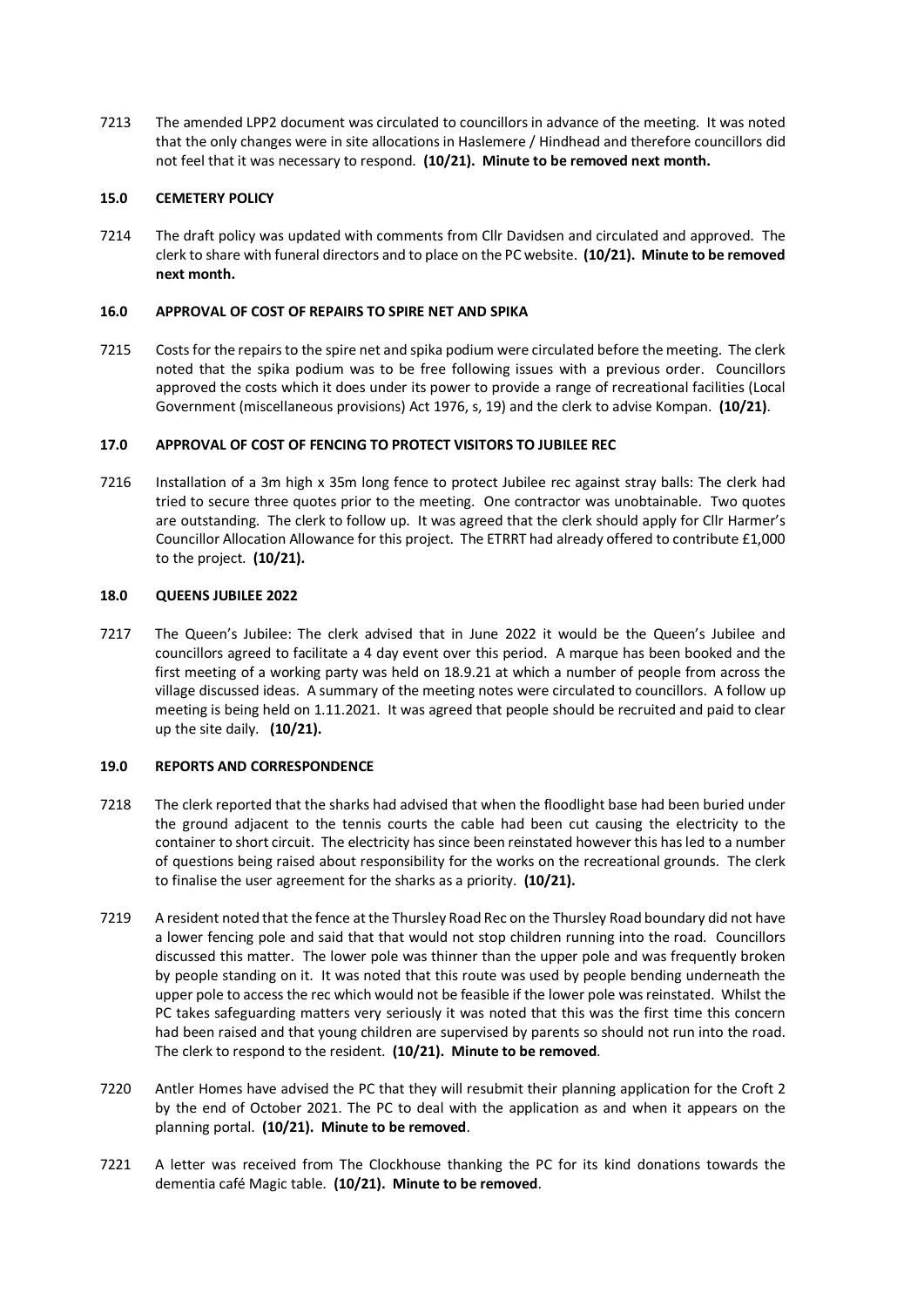7213 The amended LPP2 document was circulated to councillors in advance of the meeting. It was noted that the only changes were in site allocations in Haslemere / Hindhead and therefore councillors did not feel that it was necessary to respond. **(10/21). Minute to be removed next month.**

### 15.0 CEMETERY POLICY

7214 The draft policy was updated with comments from Cllr Davidsen and circulated and approved. The clerk to share with funeral directors and to place on the PC website. **(10/21). Minute to be removed next month.**

### 16.0 APPROVAL OF COST OF REPAIRS TO SPIRE NET AND SPIKA

7215 Costs for the repairs to the spire net and spika podium were circulated before the meeting. The clerk noted that the spika podium was to be free following issues with a previous order. Councillors approved the costs which it does under its power to provide a range of recreational facilities (Local Government (miscellaneous provisions) Act 1976, s, 19) and the clerk to advise Kompan. **(10/21)**.

### 17.0 APPROVAL OF COST OF FENCING TO PROTECT VISITORS TO JUBILEE REC

7216 Installation of a 3m high x 35m long fence to protect Jubilee rec against stray balls: The clerk had tried to secure three quotes prior to the meeting. One contractor was unobtainable. Two quotes are outstanding. The clerk to follow up. It was agreed that the clerk should apply for Cllr Harmer's Councillor Allocation Allowance for this project. The ETRRT had already offered to contribute £1,000 to the project. **(10/21).**

### 18.0 QUEENS JUBILEE 2022

7217 The Queen's Jubilee: The clerk advised that in June 2022 it would be the Queen's Jubilee and councillors agreed to facilitate a 4 day event over this period. A marque has been booked and the first meeting of a working party was held on 18.9.21 at which a number of people from across the village discussed ideas. A summary of the meeting notes were circulated to councillors. A follow up meeting is being held on 1.11.2021. It was agreed that people should be recruited and paid to clear up the site daily. **(10/21).**

### 19.0 REPORTS AND CORRESPONDENCE

7218 The clerk reported that the sharks had advised that when the floodlight base had been buried under the ground adjacent to the tennis courts the cable had been cut causing the electricity to the container to short circuit. The electricity has since been reinstated however this has led to a number of questions being raised about responsibility for the works on the recreational grounds. The clerk to finalise the user agreement for the sharks as a priority. **(10/21).**

7219 A resident noted that the fence at the Thursley Road Rec on the Thursley Road boundary did not have a lower fencing pole and said that that would not stop children running into the road. Councillors discussed this matter. The lower pole was thinner than the upper pole and was frequently broken by people standing on it. It was noted that this route was used by people bending underneath the upper pole to access the rec which would not be feasible if the lower pole was reinstated. Whilst the PC takes safeguarding matters very seriously it was noted that this was the first time this concern had been raised and that young children are supervised by parents so should not run into the road. The clerk to respond to the resident. **(10/21). Minute to be removed**.

7220 Antler Homes have advised the PC that they will resubmit their planning application for the Croft 2 by the end of October 2021. The PC to deal with the application as and when it appears on the planning portal. **(10/21). Minute to be removed**.

7221 A letter was received from The Clockhouse thanking the PC for its kind donations towards the dementia café Magic table. **(10/21). Minute to be removed**.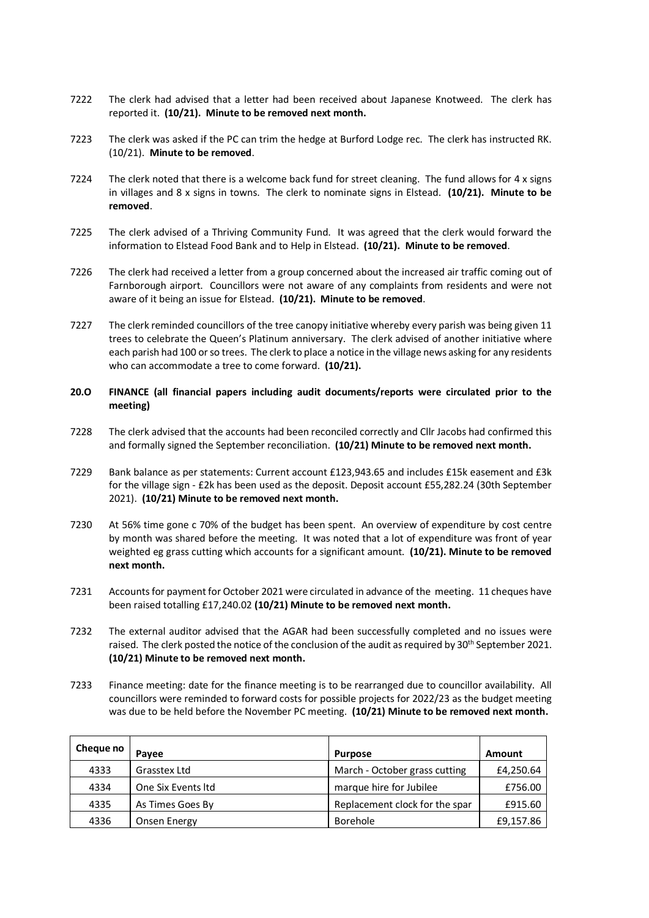7222 The clerk had advised that a letter had been received about Japanese Knotweed. The clerk has reported it. **(10/21). Minute to be removed next month.**

7223 The clerk was asked if the PC can trim the hedge at Burford Lodge rec. The clerk has instructed RK. (10/21). **Minute to be removed**.

7224 The clerk noted that there is a welcome back fund for street cleaning. The fund allows for 4 x signs in villages and 8 x signs in towns. The clerk to nominate signs in Elstead. **(10/21). Minute to be removed**.

7225 The clerk advised of a Thriving Community Fund. It was agreed that the clerk would forward the information to Elstead Food Bank and to Help in Elstead. **(10/21). Minute to be removed**.

7226 The clerk had received a letter from a group concerned about the increased air traffic coming out of Farnborough airport. Councillors were not aware of any complaints from residents and were not aware of it being an issue for Elstead. **(10/21). Minute to be removed**.

7227 The clerk reminded councillors of the tree canopy initiative whereby every parish was being given 11 trees to celebrate the Queen's Platinum anniversary. The clerk advised of another initiative where each parish had 100 or so trees. The clerk to place a notice in the village news asking for any residents who can accommodate a tree to come forward. **(10/21).**

**20.O FINANCE (all financial papers including audit documents/reports were circulated prior to the meeting)**

7228 The clerk advised that the accounts had been reconciled correctly and Cllr Jacobs had confirmed this and formally signed the September reconciliation. **(10/21) Minute to be removed next month.**

7229 Bank balance as per statements: Current account £123,943.65 and includes £15k easement and £3k for the village sign - £2k has been used as the deposit. Deposit account £55,282.24 (30th September 2021). **(10/21) Minute to be removed next month.**

7230 At 56% time gone c 70% of the budget has been spent. An overview of expenditure by cost centre by month was shared before the meeting. It was noted that a lot of expenditure was front of year weighted eg grass cutting which accounts for a significant amount. **(10/21). Minute to be removed next month.**

7231 Accounts for payment for October 2021 were circulated in advance of the meeting. 11 cheques have been raised totalling £17,240.02 **(10/21) Minute to be removed next month.**

7232 The external auditor advised that the AGAR had been successfully completed and no issues were raised. The clerk posted the notice of the conclusion of the audit as required by 30th September 2021. **(10/21) Minute to be removed next month.**

7233 Finance meeting: date for the finance meeting is to be rearranged due to councillor availability. All councillors were reminded to forward costs for possible projects for 2022/23 as the budget meeting was due to be held before the November PC meeting. **(10/21) Minute to be removed next month.**

| Cheque no | Payee | Purpose | Amount |
|---|---|---|---|
| 4333 | Grasstex Ltd | March - October grass cutting | £4,250.64 |
| 4334 | One Six Events ltd | marque hire for Jubilee | £756.00 |
| 4335 | As Times Goes By | Replacement clock for the spar | £915.60 |
| 4336 | Onsen Energy | Borehole | £9,157.86 |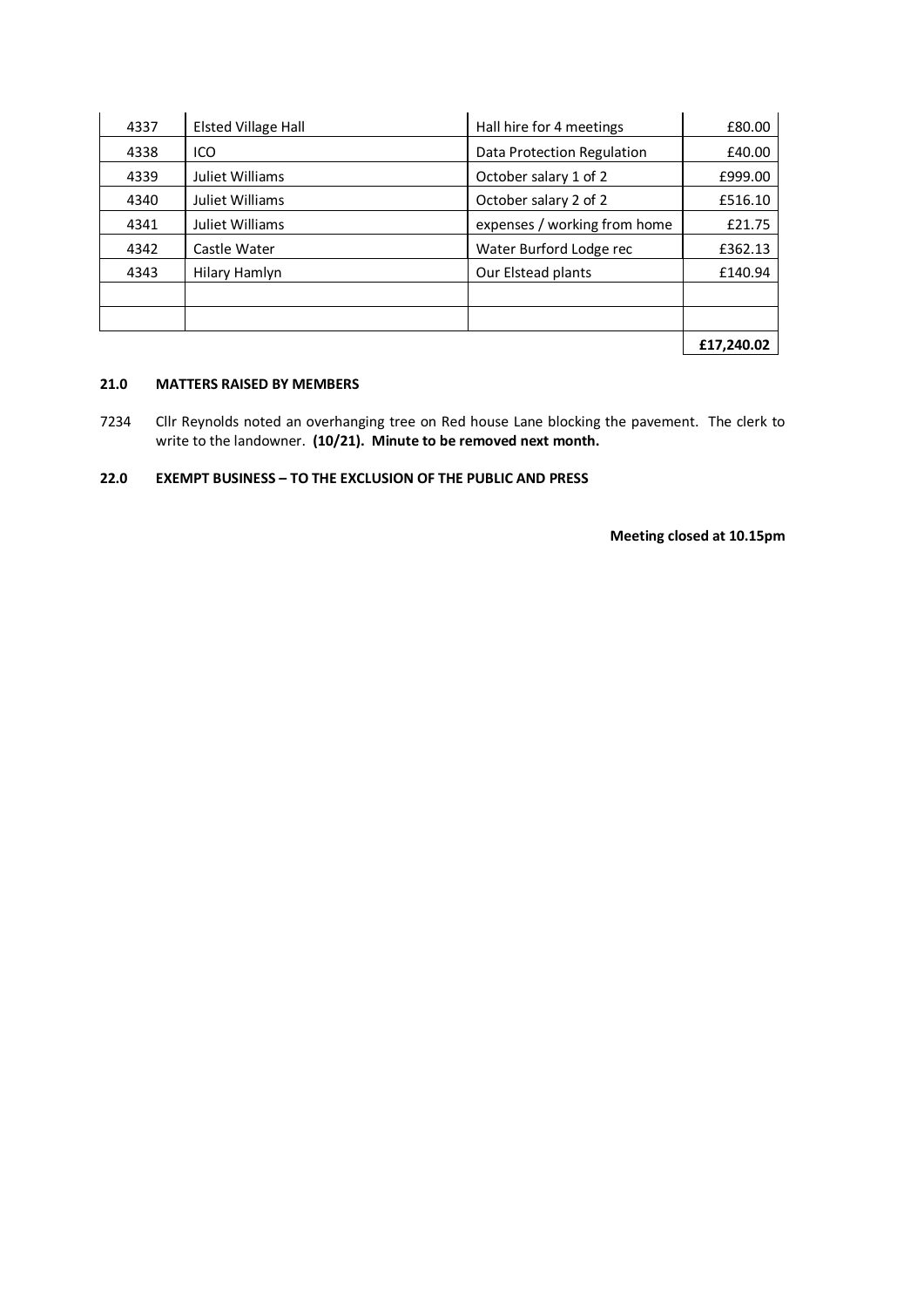| | | | |
|---|---|---|---|
| 4337 | Elsted Village Hall | Hall hire for 4 meetings | £80.00 |
| 4338 | ICO | Data Protection Regulation | £40.00 |
| 4339 | Juliet Williams | October salary 1 of 2 | £999.00 |
| 4340 | Juliet Williams | October salary 2 of 2 | £516.10 |
| 4341 | Juliet Williams | expenses / working from home | £21.75 |
| 4342 | Castle Water | Water Burford Lodge rec | £362.13 |
| 4343 | Hilary Hamlyn | Our Elstead plants | £140.94 |
| | | | |
| | | | |
| | | | **£17,240.02** |

**21.0 MATTERS RAISED BY MEMBERS**

7234 Cllr Reynolds noted an overhanging tree on Red house Lane blocking the pavement. The clerk to write to the landowner. **(10/21). Minute to be removed next month.**

**22.0 EXEMPT BUSINESS – TO THE EXCLUSION OF THE PUBLIC AND PRESS**

**Meeting closed at 10.15pm**